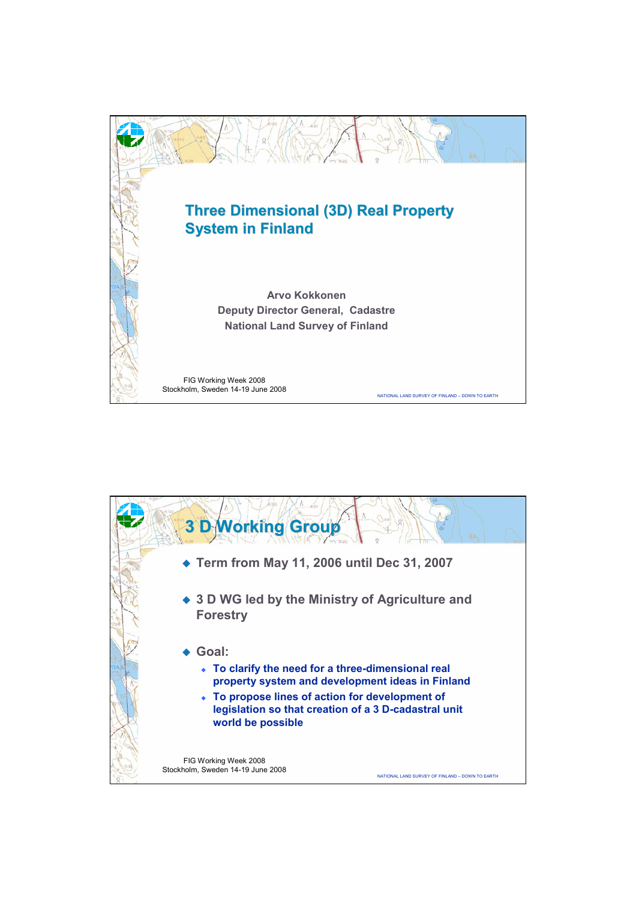# Three Dimensional (3D) Real Property System in Finland

Arvo Kokkonen
Deputy Director General, Cadastre
National Land Survey of Finland

FIG Working Week 2008
Stockholm, Sweden 14-19 June 2008

NATIONAL LAND SURVEY OF FINLAND – DOWN TO EARTH

## 3 D Working Group

- Term from May 11, 2006 until Dec 31, 2007
- 3 D WG led by the Ministry of Agriculture and Forestry
- Goal:
  - To clarify the need for a three-dimensional real property system and development ideas in Finland
  - To propose lines of action for development of legislation so that creation of a 3 D-cadastral unit world be possible

FIG Working Week 2008
Stockholm, Sweden 14-19 June 2008

NATIONAL LAND SURVEY OF FINLAND – DOWN TO EARTH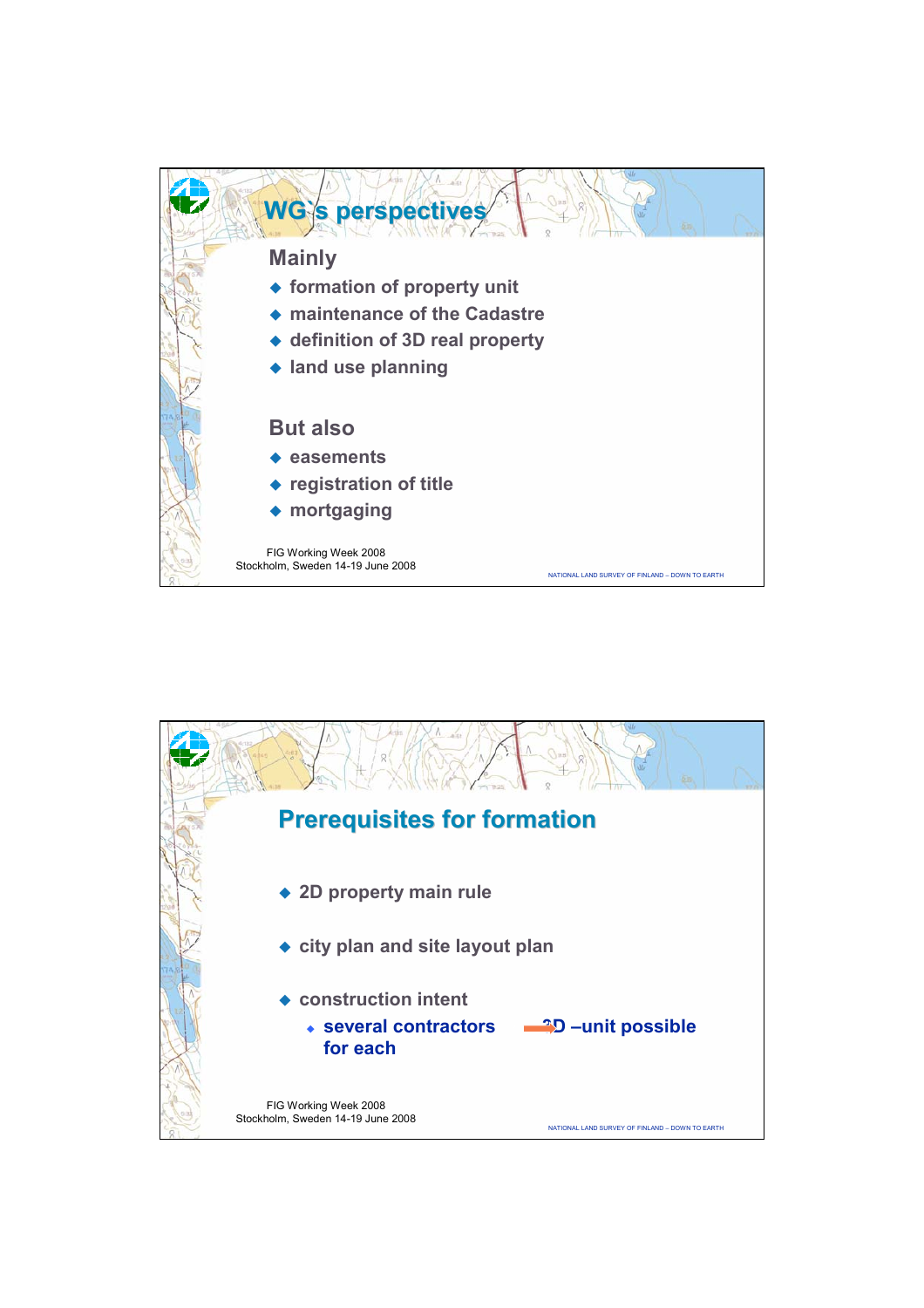## WG`s perspectives

### Mainly

- formation of property unit
- maintenance of the Cadastre
- definition of 3D real property
- land use planning

### But also

- easements
- registration of title
- mortgaging

FIG Working Week 2008
Stockholm, Sweden 14-19 June 2008

NATIONAL LAND SURVEY OF FINLAND – DOWN TO EARTH

## Prerequisites for formation

- 2D property main rule
- city plan and site layout plan
- construction intent
  - several contractors for each → 3D –unit possible

FIG Working Week 2008
Stockholm, Sweden 14-19 June 2008

NATIONAL LAND SURVEY OF FINLAND – DOWN TO EARTH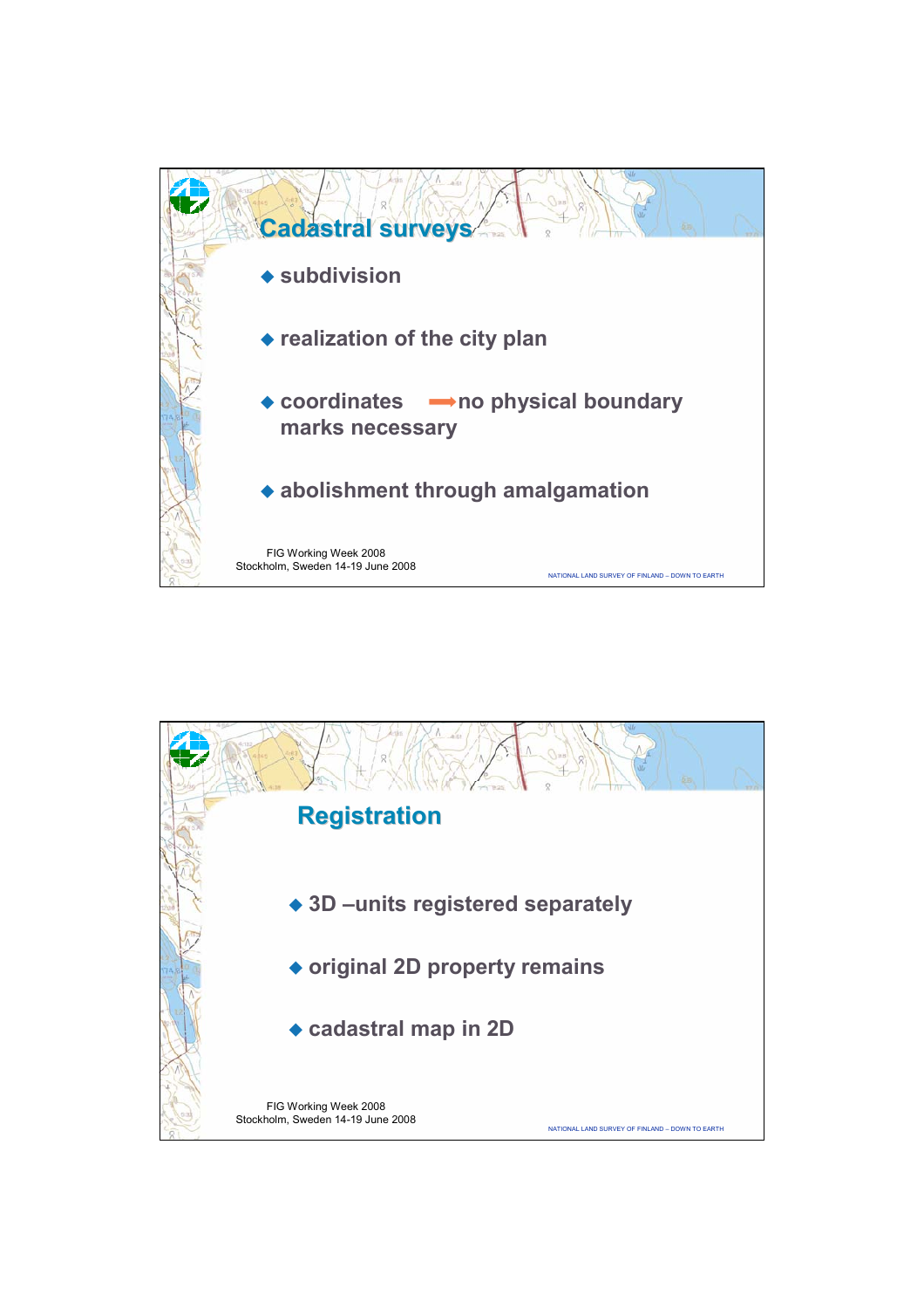## Cadastral surveys

- subdivision
- realization of the city plan
- coordinates → no physical boundary marks necessary
- abolishment through amalgamation

## Registration

- 3D –units registered separately
- original 2D property remains
- cadastral map in 2D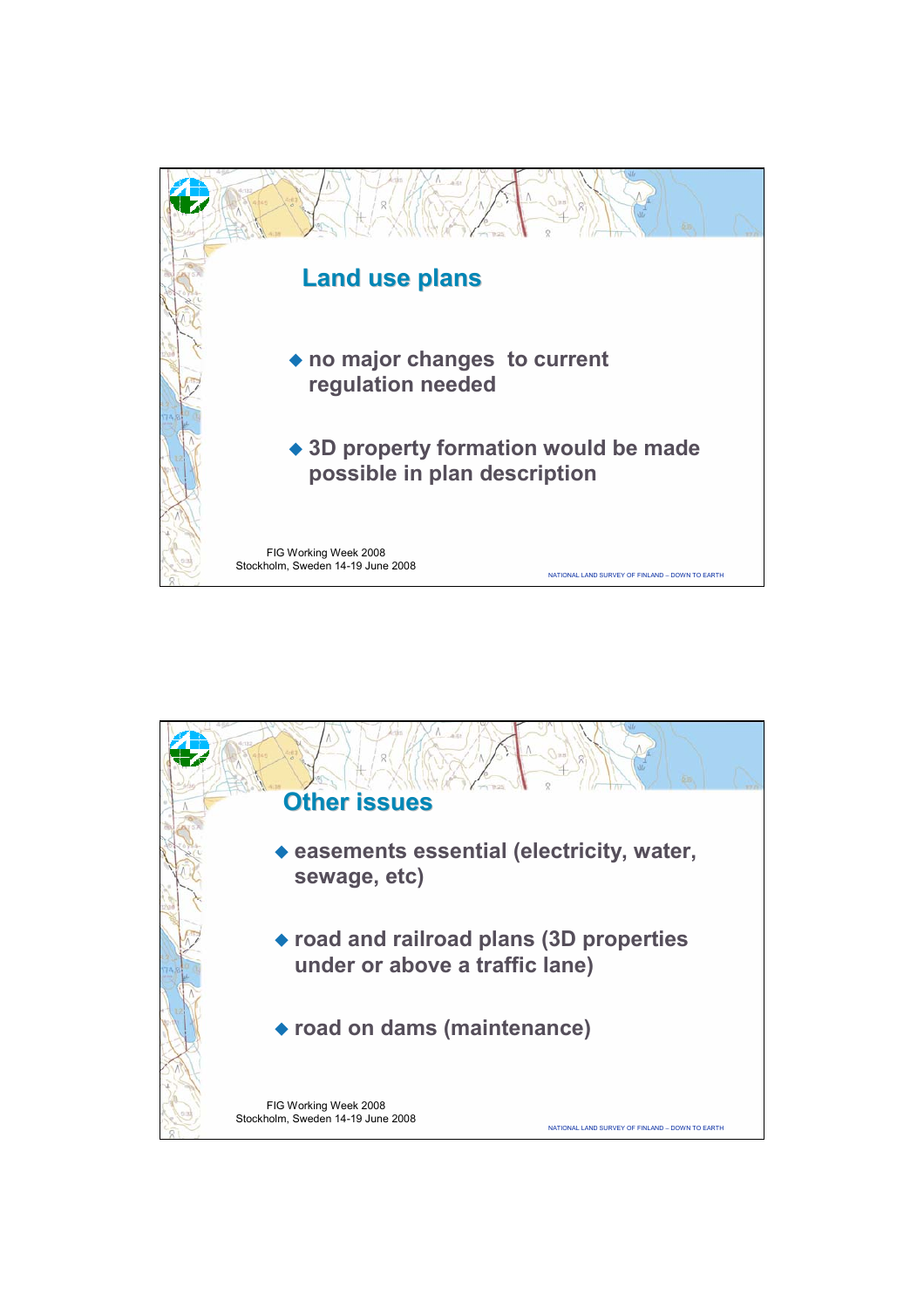## Land use plans

- no major changes to current regulation needed
- 3D property formation would be made possible in plan description

## Other issues

- easements essential (electricity, water, sewage, etc)
- road and railroad plans (3D properties under or above a traffic lane)
- road on dams (maintenance)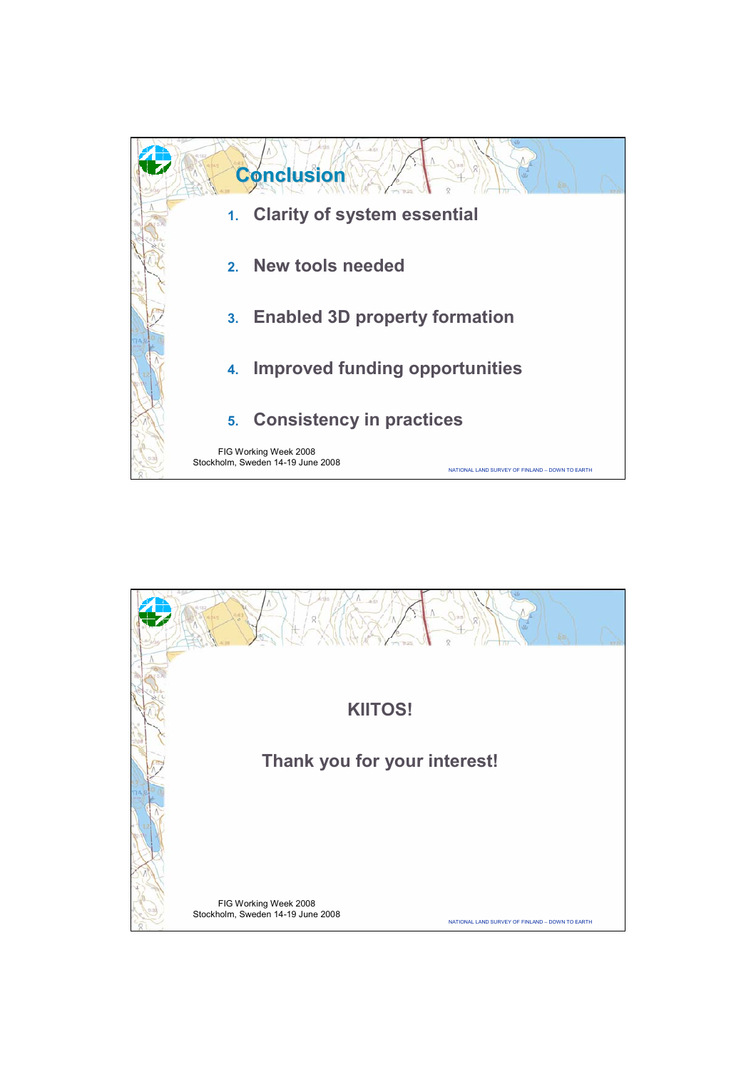## Conclusion

1. **Clarity of system essential**
2. **New tools needed**
3. **Enabled 3D property formation**
4. **Improved funding opportunities**
5. **Consistency in practices**

FIG Working Week 2008
Stockholm, Sweden 14-19 June 2008

NATIONAL LAND SURVEY OF FINLAND – DOWN TO EARTH

**KIITOS!**

**Thank you for your interest!**

FIG Working Week 2008
Stockholm, Sweden 14-19 June 2008

NATIONAL LAND SURVEY OF FINLAND – DOWN TO EARTH